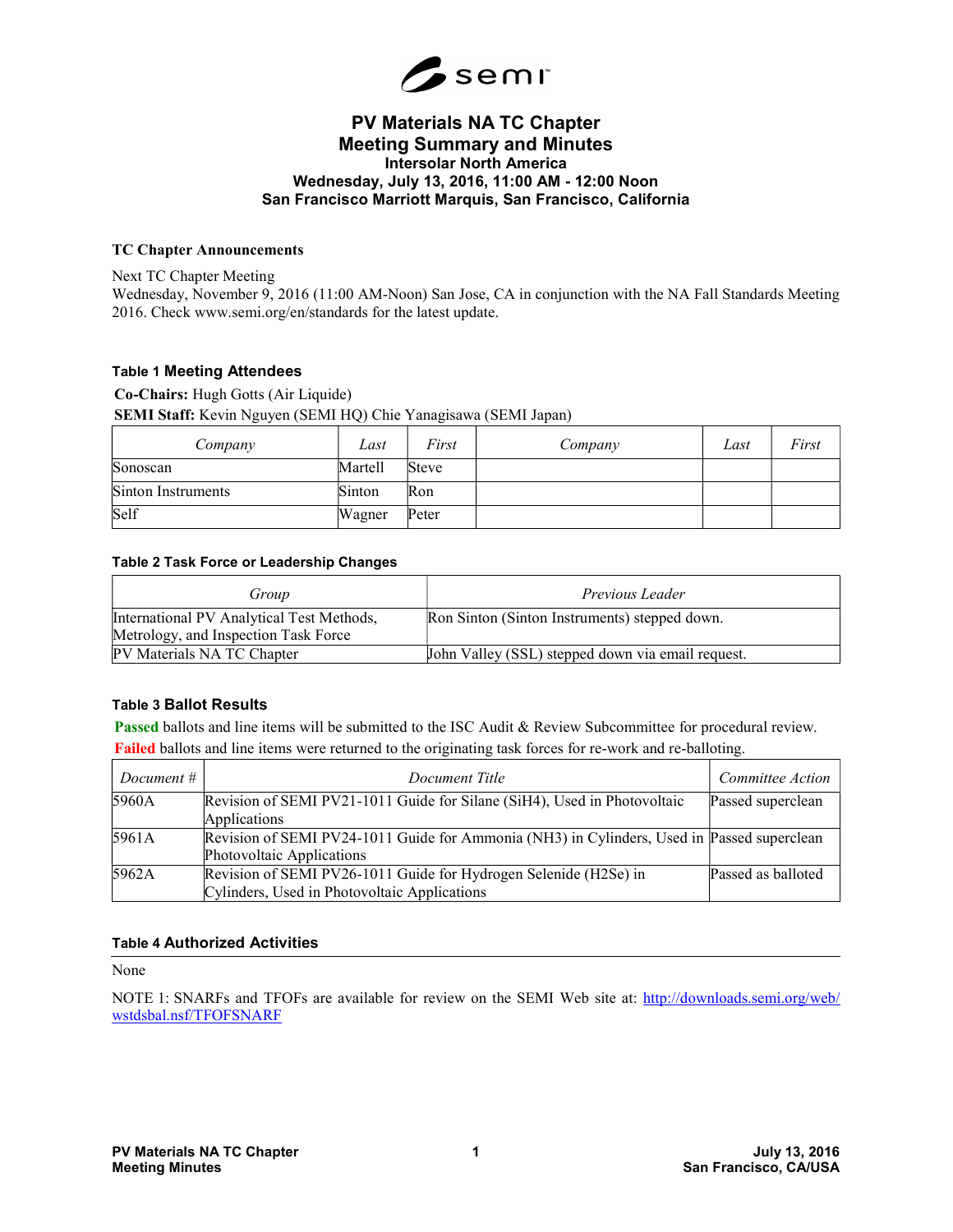# PV Materials NA TC Chapter
# Meeting Summary and Minutes
### Intersolar North America
### Wednesday, July 13, 2016, 11:00 AM - 12:00 Noon
### San Francisco Marriott Marquis, San Francisco, California

**TC Chapter Announcements**

Next TC Chapter Meeting

Wednesday, November 9, 2016 (11:00 AM-Noon) San Jose, CA in conjunction with the NA Fall Standards Meeting 2016. Check www.semi.org/en/standards for the latest update.

**Table 1 Meeting Attendees**

**Co-Chairs:** Hugh Gotts (Air Liquide)

**SEMI Staff:** Kevin Nguyen (SEMI HQ) Chie Yanagisawa (SEMI Japan)

| *Company* | *Last* | *First* | *Company* | *Last* | *First* |
|---|---|---|---|---|---|
| Sonoscan | Martell | Steve | | | |
| Sinton Instruments | Sinton | Ron | | | |
| Self | Wagner | Peter | | | |

**Table 2 Task Force or Leadership Changes**

| *Group* | *Previous Leader* |
|---|---|
| International PV Analytical Test Methods, Metrology, and Inspection Task Force | Ron Sinton (Sinton Instruments) stepped down. |
| PV Materials NA TC Chapter | John Valley (SSL) stepped down via email request. |

**Table 3 Ballot Results**

**Passed** ballots and line items will be submitted to the ISC Audit & Review Subcommittee for procedural review.

**Failed** ballots and line items were returned to the originating task forces for re-work and re-balloting.

| *Document #* | *Document Title* | *Committee Action* |
|---|---|---|
| 5960A | Revision of SEMI PV21-1011 Guide for Silane (SiH4), Used in Photovoltaic Applications | Passed superclean |
| 5961A | Revision of SEMI PV24-1011 Guide for Ammonia (NH3) in Cylinders, Used in Photovoltaic Applications | Passed superclean |
| 5962A | Revision of SEMI PV26-1011 Guide for Hydrogen Selenide (H2Se) in Cylinders, Used in Photovoltaic Applications | Passed as balloted |

**Table 4 Authorized Activities**

None

NOTE 1: SNARFs and TFOFs are available for review on the SEMI Web site at: http://downloads.semi.org/web/wstdsbal.nsf/TFOFSNARF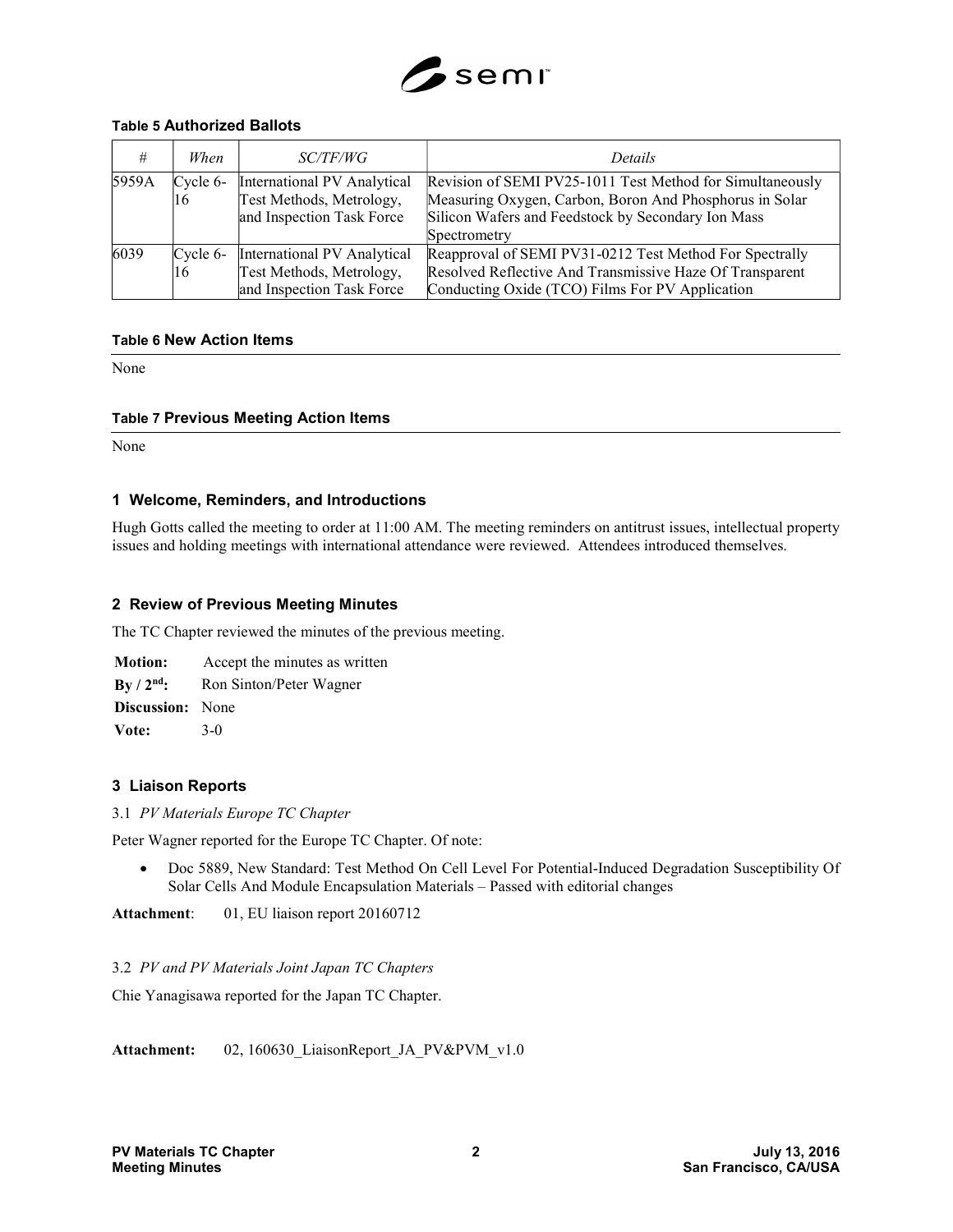#### Table 5 Authorized Ballots

| # | When | SC/TF/WG | Details |
|---|---|---|---|
| 5959A | Cycle 6-16 | International PV Analytical Test Methods, Metrology, and Inspection Task Force | Revision of SEMI PV25-1011 Test Method for Simultaneously Measuring Oxygen, Carbon, Boron And Phosphorus in Solar Silicon Wafers and Feedstock by Secondary Ion Mass Spectrometry |
| 6039 | Cycle 6-16 | International PV Analytical Test Methods, Metrology, and Inspection Task Force | Reapproval of SEMI PV31-0212 Test Method For Spectrally Resolved Reflective And Transmissive Haze Of Transparent Conducting Oxide (TCO) Films For PV Application |

#### Table 6 New Action Items

None

#### Table 7 Previous Meeting Action Items

None

## 1 Welcome, Reminders, and Introductions

Hugh Gotts called the meeting to order at 11:00 AM. The meeting reminders on antitrust issues, intellectual property issues and holding meetings with international attendance were reviewed. Attendees introduced themselves.

## 2 Review of Previous Meeting Minutes

The TC Chapter reviewed the minutes of the previous meeting.

**Motion:** Accept the minutes as written
**By / 2nd:** Ron Sinton/Peter Wagner
**Discussion:** None
**Vote:** 3-0

## 3 Liaison Reports

### 3.1 *PV Materials Europe TC Chapter*

Peter Wagner reported for the Europe TC Chapter. Of note:

- Doc 5889, New Standard: Test Method On Cell Level For Potential-Induced Degradation Susceptibility Of Solar Cells And Module Encapsulation Materials – Passed with editorial changes

**Attachment**: 01, EU liaison report 20160712

### 3.2 *PV and PV Materials Joint Japan TC Chapters*

Chie Yanagisawa reported for the Japan TC Chapter.

**Attachment:** 02, 160630_LiaisonReport_JA_PV&PVM_v1.0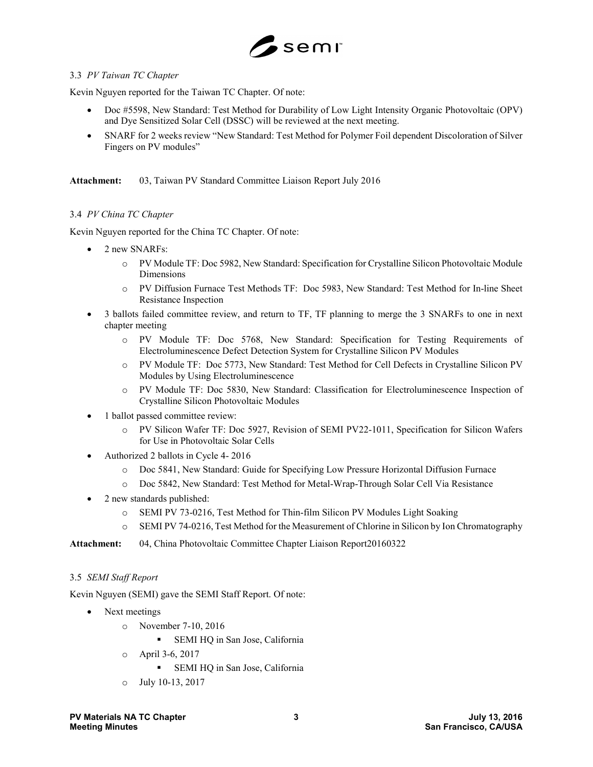### 3.3 *PV Taiwan TC Chapter*

Kevin Nguyen reported for the Taiwan TC Chapter. Of note:

- Doc #5598, New Standard: Test Method for Durability of Low Light Intensity Organic Photovoltaic (OPV) and Dye Sensitized Solar Cell (DSSC) will be reviewed at the next meeting.
- SNARF for 2 weeks review "New Standard: Test Method for Polymer Foil dependent Discoloration of Silver Fingers on PV modules"

**Attachment:** 03, Taiwan PV Standard Committee Liaison Report July 2016

### 3.4 *PV China TC Chapter*

Kevin Nguyen reported for the China TC Chapter. Of note:

- 2 new SNARFs:
  - PV Module TF: Doc 5982, New Standard: Specification for Crystalline Silicon Photovoltaic Module Dimensions
  - PV Diffusion Furnace Test Methods TF: Doc 5983, New Standard: Test Method for In-line Sheet Resistance Inspection
- 3 ballots failed committee review, and return to TF, TF planning to merge the 3 SNARFs to one in next chapter meeting
  - PV Module TF: Doc 5768, New Standard: Specification for Testing Requirements of Electroluminescence Defect Detection System for Crystalline Silicon PV Modules
  - PV Module TF: Doc 5773, New Standard: Test Method for Cell Defects in Crystalline Silicon PV Modules by Using Electroluminescence
  - PV Module TF: Doc 5830, New Standard: Classification for Electroluminescence Inspection of Crystalline Silicon Photovoltaic Modules
- 1 ballot passed committee review:
  - PV Silicon Wafer TF: Doc 5927, Revision of SEMI PV22-1011, Specification for Silicon Wafers for Use in Photovoltaic Solar Cells
- Authorized 2 ballots in Cycle 4- 2016
  - Doc 5841, New Standard: Guide for Specifying Low Pressure Horizontal Diffusion Furnace
  - Doc 5842, New Standard: Test Method for Metal-Wrap-Through Solar Cell Via Resistance
- 2 new standards published:
  - SEMI PV 73-0216, Test Method for Thin-film Silicon PV Modules Light Soaking
  - SEMI PV 74-0216, Test Method for the Measurement of Chlorine in Silicon by Ion Chromatography

**Attachment:** 04, China Photovoltaic Committee Chapter Liaison Report20160322

### 3.5 *SEMI Staff Report*

Kevin Nguyen (SEMI) gave the SEMI Staff Report. Of note:

- Next meetings
  - November 7-10, 2016
    - SEMI HQ in San Jose, California
  - April 3-6, 2017
    - SEMI HQ in San Jose, California
  - July 10-13, 2017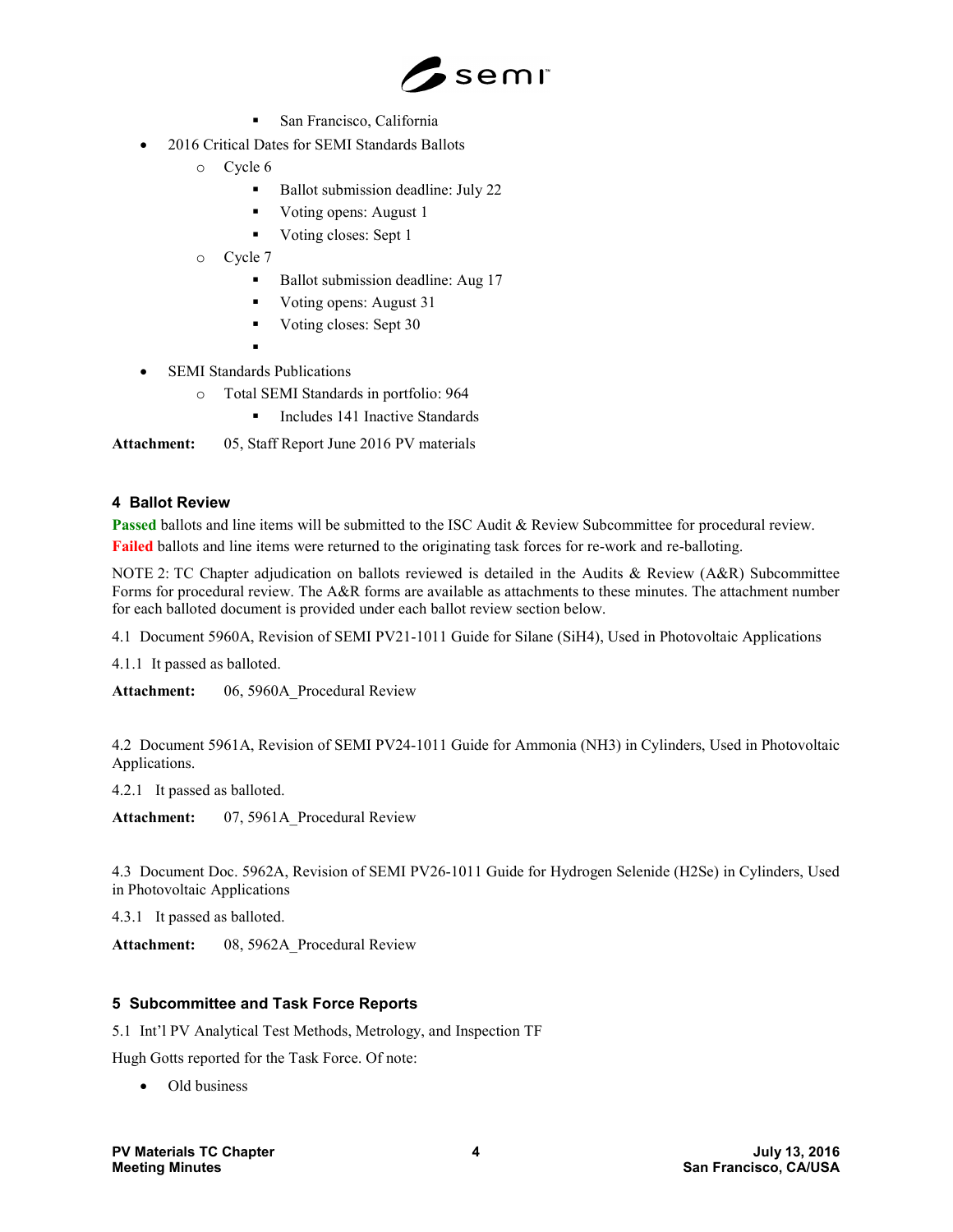- San Francisco, California
- 2016 Critical Dates for SEMI Standards Ballots
    - Cycle 6
        - Ballot submission deadline: July 22
        - Voting opens: August 1
        - Voting closes: Sept 1
    - Cycle 7
        - Ballot submission deadline: Aug 17
        - Voting opens: August 31
        - Voting closes: Sept 30
- SEMI Standards Publications
    - Total SEMI Standards in portfolio: 964
        - Includes 141 Inactive Standards

**Attachment:** 05, Staff Report June 2016 PV materials

## 4 Ballot Review

**Passed** ballots and line items will be submitted to the ISC Audit & Review Subcommittee for procedural review. **Failed** ballots and line items were returned to the originating task forces for re-work and re-balloting.

NOTE 2: TC Chapter adjudication on ballots reviewed is detailed in the Audits & Review (A&R) Subcommittee Forms for procedural review. The A&R forms are available as attachments to these minutes. The attachment number for each balloted document is provided under each ballot review section below.

4.1 Document 5960A, Revision of SEMI PV21-1011 Guide for Silane ($SiH_4$), Used in Photovoltaic Applications

4.1.1 It passed as balloted.

**Attachment:** 06, 5960A_Procedural Review

4.2 Document 5961A, Revision of SEMI PV24-1011 Guide for Ammonia ($NH_3$) in Cylinders, Used in Photovoltaic Applications.

4.2.1 It passed as balloted.

**Attachment:** 07, 5961A_Procedural Review

4.3 Document Doc. 5962A, Revision of SEMI PV26-1011 Guide for Hydrogen Selenide ($H_2Se$) in Cylinders, Used in Photovoltaic Applications

4.3.1 It passed as balloted.

**Attachment:** 08, 5962A_Procedural Review

## 5 Subcommittee and Task Force Reports

5.1 Int'l PV Analytical Test Methods, Metrology, and Inspection TF

Hugh Gotts reported for the Task Force. Of note:

- Old business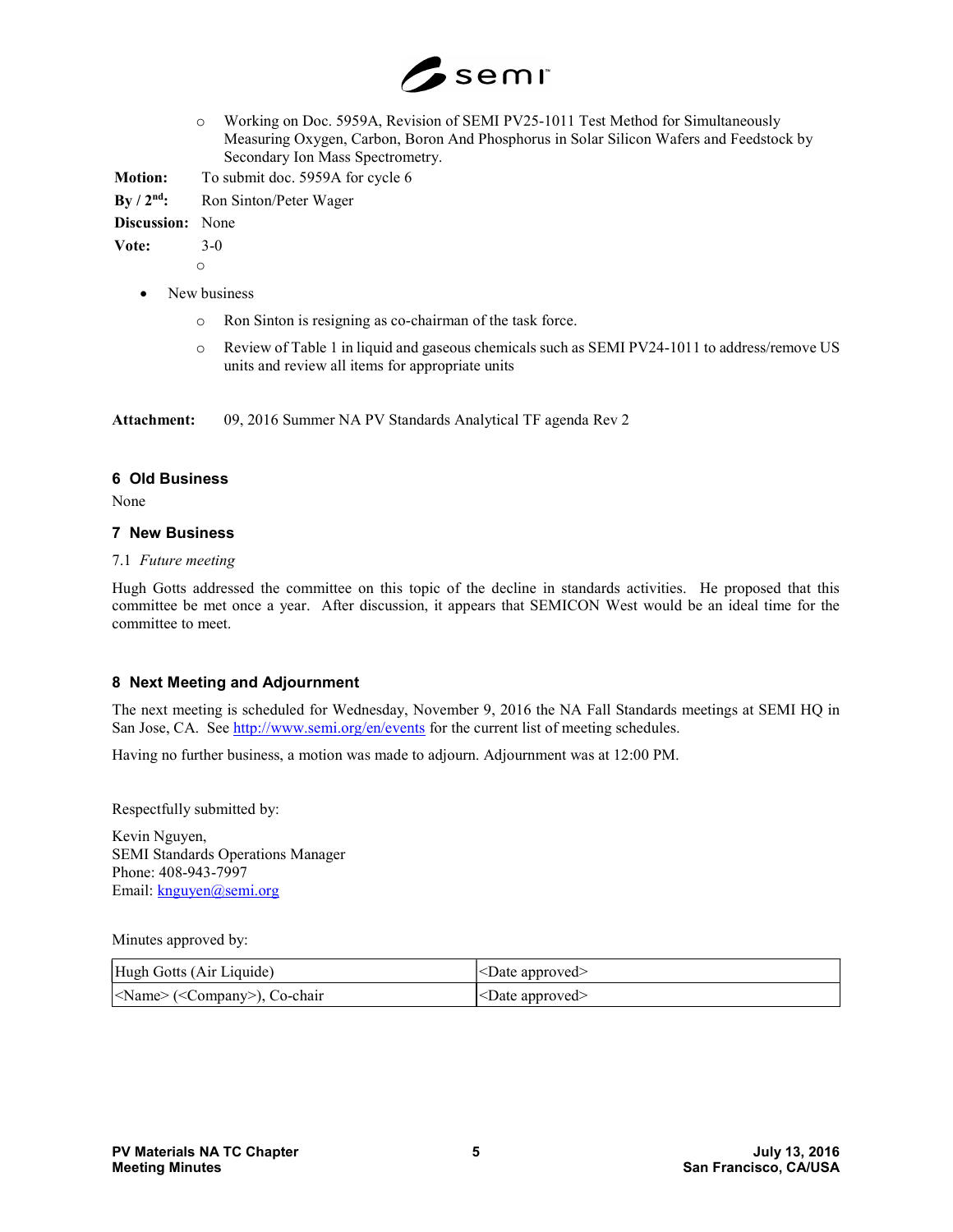- Working on Doc. 5959A, Revision of SEMI PV25-1011 Test Method for Simultaneously Measuring Oxygen, Carbon, Boron And Phosphorus in Solar Silicon Wafers and Feedstock by Secondary Ion Mass Spectrometry.

**Motion:** To submit doc. 5959A for cycle 6

**By / 2nd:** Ron Sinton/Peter Wager

**Discussion:** None

**Vote:** 3-0

- New business
  - Ron Sinton is resigning as co-chairman of the task force.
  - Review of Table 1 in liquid and gaseous chemicals such as SEMI PV24-1011 to address/remove US units and review all items for appropriate units

**Attachment:** 09, 2016 Summer NA PV Standards Analytical TF agenda Rev 2

## 6 Old Business

None

## 7 New Business

7.1 *Future meeting*

Hugh Gotts addressed the committee on this topic of the decline in standards activities. He proposed that this committee be met once a year. After discussion, it appears that SEMICON West would be an ideal time for the committee to meet.

## 8 Next Meeting and Adjournment

The next meeting is scheduled for Wednesday, November 9, 2016 the NA Fall Standards meetings at SEMI HQ in San Jose, CA. See http://www.semi.org/en/events for the current list of meeting schedules.

Having no further business, a motion was made to adjourn. Adjournment was at 12:00 PM.

Respectfully submitted by:

Kevin Nguyen,
SEMI Standards Operations Manager
Phone: 408-943-7997
Email: knguyen@semi.org

Minutes approved by:

| Hugh Gotts (Air Liquide) | <Date approved> |
|---|---|
| <Name> (<Company>), Co-chair | <Date approved> |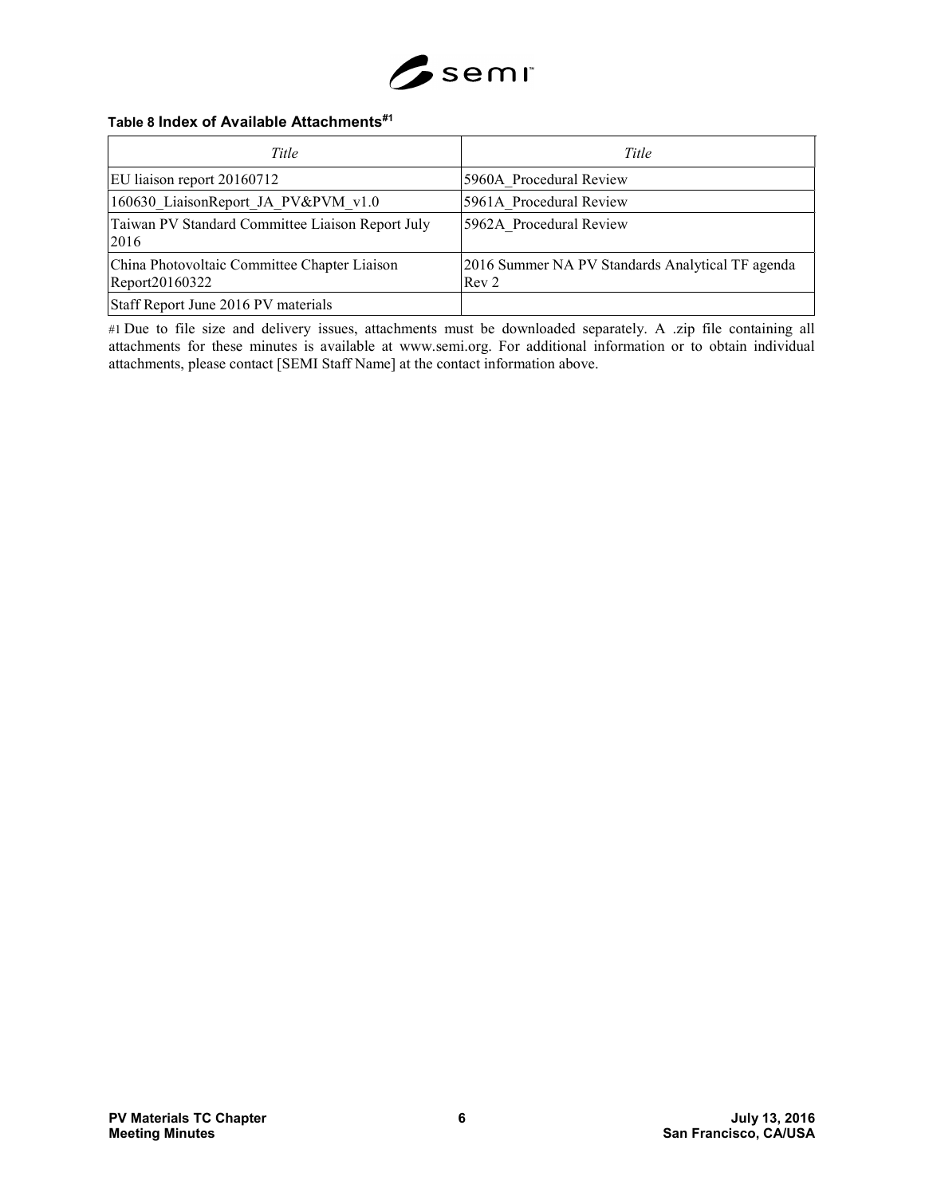**Table 8 Index of Available Attachments**[#1]

| *Title* | *Title* |
| --- | --- |
| EU liaison report 20160712 | 5960A_Procedural Review |
| 160630_LiaisonReport_JA_PV&PVM_v1.0 | 5961A_Procedural Review |
| Taiwan PV Standard Committee Liaison Report July 2016 | 5962A_Procedural Review |
| China Photovoltaic Committee Chapter Liaison Report20160322 | 2016 Summer NA PV Standards Analytical TF agenda Rev 2 |
| Staff Report June 2016 PV materials | |

#1 Due to file size and delivery issues, attachments must be downloaded separately. A .zip file containing all attachments for these minutes is available at www.semi.org. For additional information or to obtain individual attachments, please contact [SEMI Staff Name] at the contact information above.